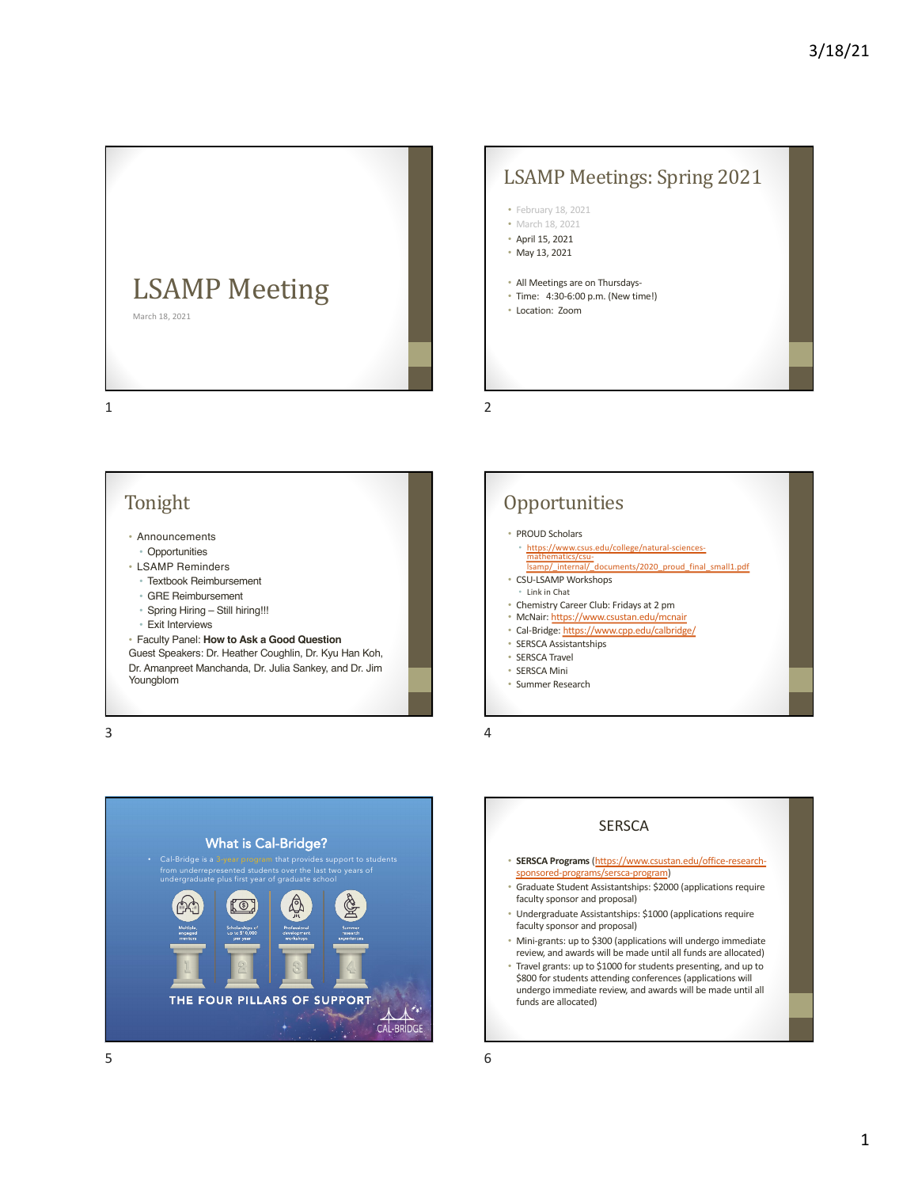# LSAMP Meeting

March 18, 2021

## LSAMP Meetings: Spring 2021

- February 18, 2021
- March 18, 2021
- April 15, 2021
- May 13, 2021

- All Meetings are on Thursdays-
- Time: 4:30-6:00 p.m. (New time!)
- Location: Zoom

## Tonight

- Announcements
  - Opportunities
- LSAMP Reminders
  - Textbook Reimbursement
  - GRE Reimbursement
  - Spring Hiring – Still hiring!!!
  - Exit Interviews
- Faculty Panel: **How to Ask a Good Question**
Guest Speakers: Dr. Heather Coughlin, Dr. Kyu Han Koh, Dr. Amanpreet Manchanda, Dr. Julia Sankey, and Dr. Jim Youngblom

## Opportunities

- PROUD Scholars
  - https://www.csus.edu/college/natural-sciences-mathematics/csu-lsamp/_internal/_documents/2020_proud_final_small1.pdf
- CSU-LSAMP Workshops
  - Link in Chat
- Chemistry Career Club: Fridays at 2 pm
- McNair: https://www.csustan.edu/mcnair
- Cal-Bridge: https://www.cpp.edu/calbridge/
- SERSCA Assistantships
- SERSCA Travel
- SERSCA Mini
- Summer Research

## What is Cal-Bridge?

- Cal-Bridge is a 3-year program that provides support to students from underrepresented students over the last two years of undergraduate plus first year of graduate school

Multiple, engaged mentors | Scholarships of up to $10,000 per year | Professional development workshops | Summer research experiences

THE FOUR PILLARS OF SUPPORT

CAL-BRIDGE

## SERSCA

- **SERSCA Programs** (https://www.csustan.edu/office-research-sponsored-programs/sersca-program)
- Graduate Student Assistantships: $2000 (applications require faculty sponsor and proposal)
- Undergraduate Assistantships: $1000 (applications require faculty sponsor and proposal)
- Mini-grants: up to $300 (applications will undergo immediate review, and awards will be made until all funds are allocated)
- Travel grants: up to $1000 for students presenting, and up to $800 for students attending conferences (applications will undergo immediate review, and awards will be made until all funds are allocated)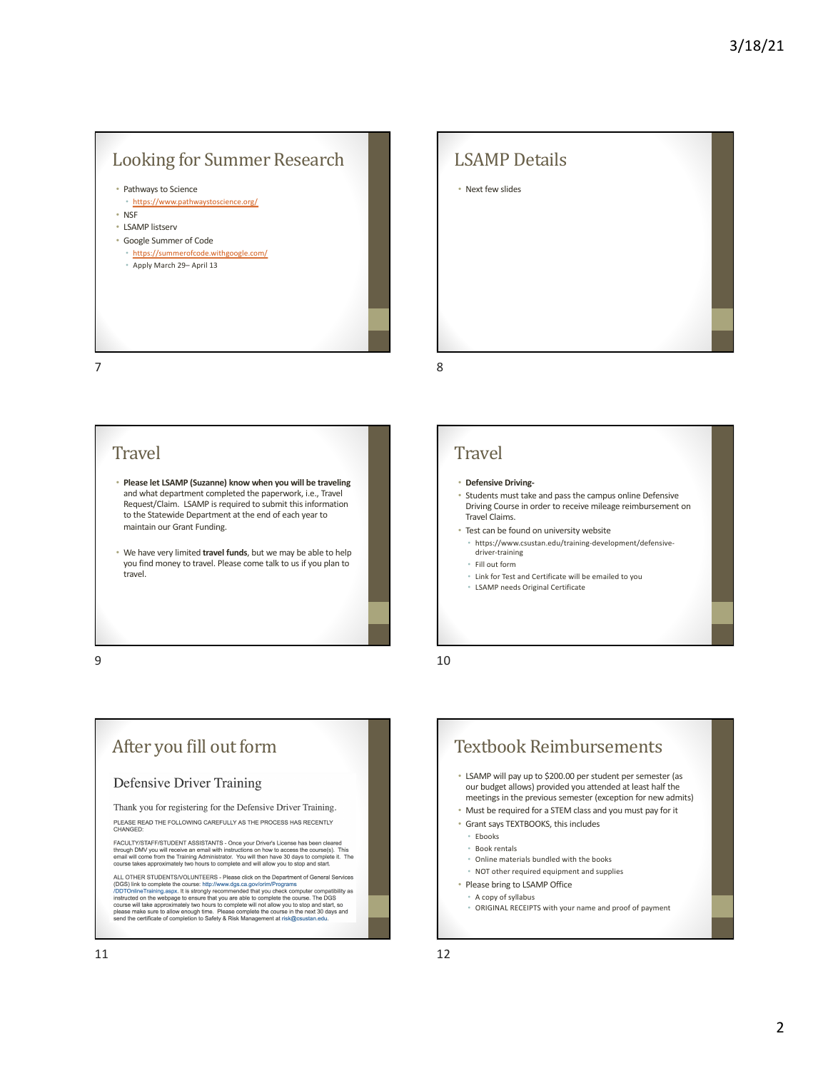## Looking for Summer Research

- Pathways to Science
  - https://www.pathwaystoscience.org/
- NSF
- LSAMP listserv
- Google Summer of Code
  - https://summerofcode.withgoogle.com/
  - Apply March 29– April 13

## LSAMP Details

- Next few slides

## Travel

- **Please let LSAMP (Suzanne) know when you will be traveling** and what department completed the paperwork, i.e., Travel Request/Claim. LSAMP is required to submit this information to the Statewide Department at the end of each year to maintain our Grant Funding.
- We have very limited **travel funds**, but we may be able to help you find money to travel. Please come talk to us if you plan to travel.

## Travel

- **Defensive Driving-**
- Students must take and pass the campus online Defensive Driving Course in order to receive mileage reimbursement on Travel Claims.
- Test can be found on university website
  - https://www.csustan.edu/training-development/defensive-driver-training
  - Fill out form
  - Link for Test and Certificate will be emailed to you
  - LSAMP needs Original Certificate

## After you fill out form

### Defensive Driver Training

Thank you for registering for the Defensive Driver Training.

PLEASE READ THE FOLLOWING CAREFULLY AS THE PROCESS HAS RECENTLY CHANGED:

FACULTY/STAFF/STUDENT ASSISTANTS - Once your Driver's License has been cleared through DMV you will receive an email with instructions on how to access the course(s). This email will come from the Training Administrator. You will then have 30 days to complete it. The course takes approximately two hours to complete and will allow you to stop and start.

ALL OTHER STUDENTS/VOLUNTEERS - Please click on the Department of General Services (DGS) link to complete the course: http://www.dgs.ca.gov/orim/Programs/DDTOnlineTraining.aspx. It is strongly recommended that you check computer compatibility as instructed on the webpage to ensure that you are able to complete the course. The DGS course will take approximately two hours to complete will not allow you to stop and start, so please make sure to allow enough time. Please complete the course in the next 30 days and send the certificate of completion to Safety & Risk Management at risk@csustan.edu.

## Textbook Reimbursements

- LSAMP will pay up to $200.00 per student per semester (as our budget allows) provided you attended at least half the meetings in the previous semester (exception for new admits)
- Must be required for a STEM class and you must pay for it
- Grant says TEXTBOOKS, this includes
  - Ebooks
  - Book rentals
  - Online materials bundled with the books
  - NOT other required equipment and supplies
- Please bring to LSAMP Office
  - A copy of syllabus
  - ORIGINAL RECEIPTS with your name and proof of payment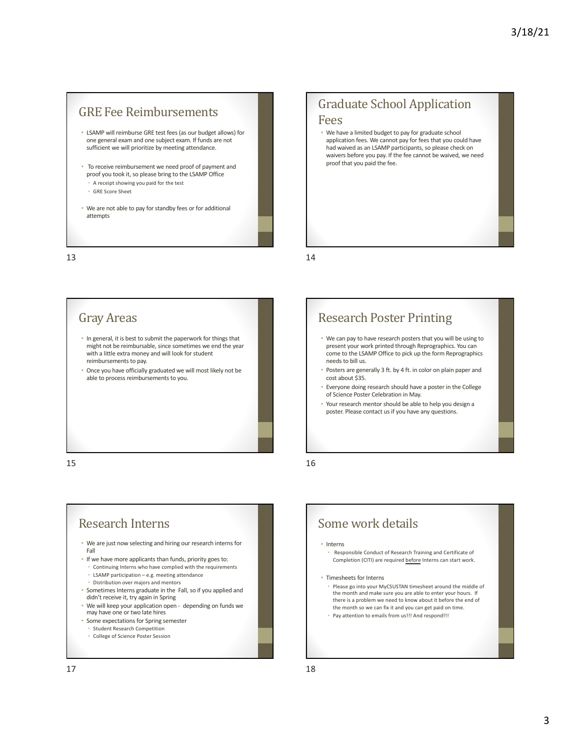## GRE Fee Reimbursements

- LSAMP will reimburse GRE test fees (as our budget allows) for one general exam and one subject exam. If funds are not sufficient we will prioritize by meeting attendance.
- To receive reimbursement we need proof of payment and proof you took it, so please bring to the LSAMP Office
  - A receipt showing you paid for the test
  - GRE Score Sheet
- We are not able to pay for standby fees or for additional attempts

## Graduate School Application Fees

- We have a limited budget to pay for graduate school application fees. We cannot pay for fees that you could have had waived as an LSAMP participants, so please check on waivers before you pay. If the fee cannot be waived, we need proof that you paid the fee.

## Gray Areas

- In general, it is best to submit the paperwork for things that might not be reimbursable, since sometimes we end the year with a little extra money and will look for student reimbursements to pay.
- Once you have officially graduated we will most likely not be able to process reimbursements to you.

## Research Poster Printing

- We can pay to have research posters that you will be using to present your work printed through Reprographics. You can come to the LSAMP Office to pick up the form Reprographics needs to bill us.
- Posters are generally 3 ft. by 4 ft. in color on plain paper and cost about $35.
- Everyone doing research should have a poster in the College of Science Poster Celebration in May.
- Your research mentor should be able to help you design a poster. Please contact us if you have any questions.

## Research Interns

- We are just now selecting and hiring our research interns for Fall
- If we have more applicants than funds, priority goes to:
  - Continuing Interns who have complied with the requirements
  - LSAMP participation – e.g. meeting attendance
  - Distribution over majors and mentors
- Sometimes Interns graduate in the Fall, so if you applied and didn't receive it, try again in Spring
- We will keep your application open - depending on funds we may have one or two late hires
- Some expectations for Spring semester
  - Student Research Competition
  - College of Science Poster Session

## Some work details

- Interns
  - Responsible Conduct of Research Training and Certificate of Completion (CITI) are required <u>before</u> Interns can start work.
- Timesheets for Interns
  - Please go into your MyCSUSTAN timesheet around the middle of the month and make sure you are able to enter your hours. If there is a problem we need to know about it before the end of the month so we can fix it and you can get paid on time.
  - Pay attention to emails from us!!! And respond!!!